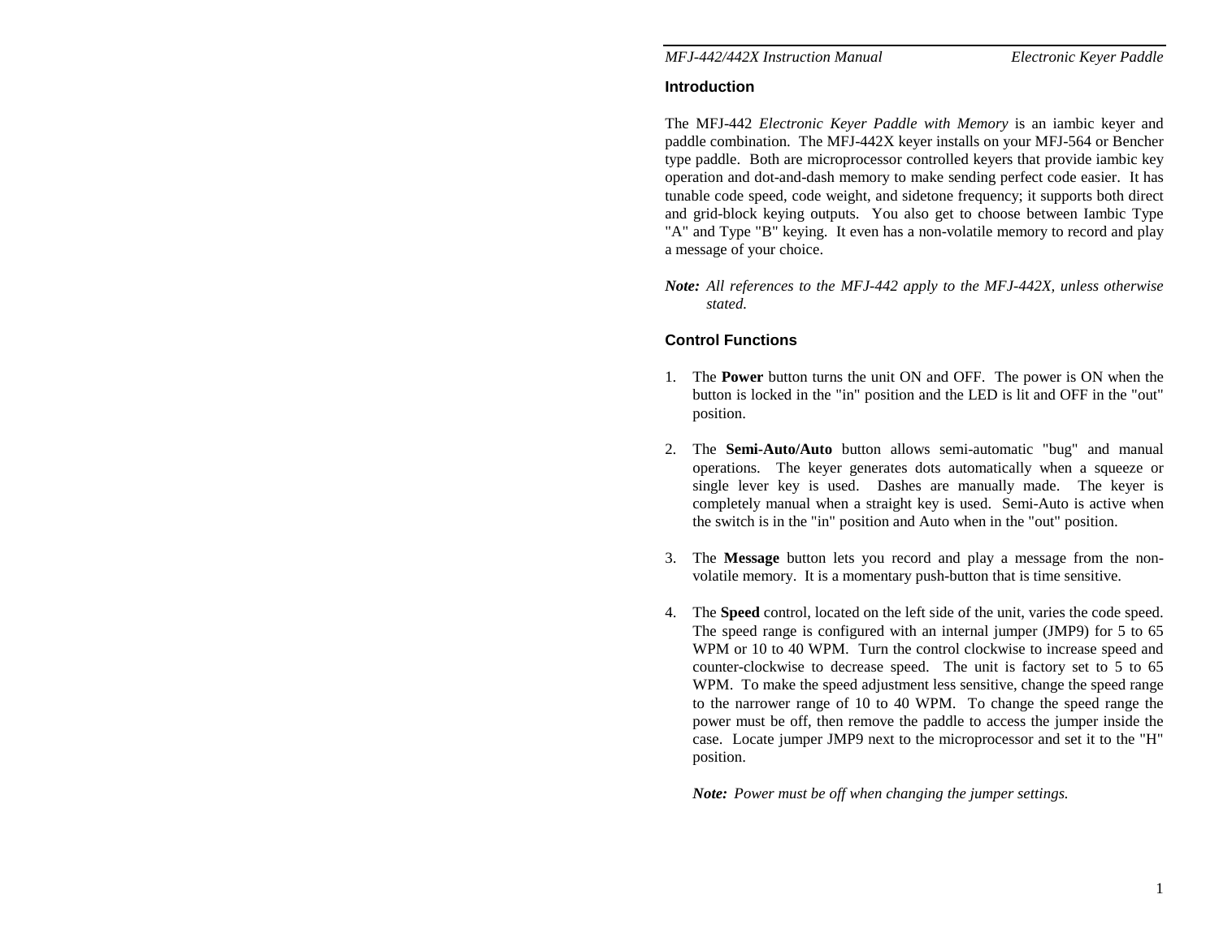## Introduction

The MFJ-442 *Electronic Keyer Paddle with Memory* is an iambic keyer and paddle combination. The MFJ-442X keyer installs on your MFJ-564 or Bencher type paddle. Both are microprocessor controlled keyers that provide iambic key operation and dot-and-dash memory to make sending perfect code easier. It has tunable code speed, code weight, and sidetone frequency; it supports both direct and grid-block keying outputs. You also get to choose between Iambic Type "A" and Type "B" keying. It even has a non-volatile memory to record and play a message of your choice.

***Note:*** *All references to the MFJ-442 apply to the MFJ-442X, unless otherwise stated.*

## Control Functions

1. The **Power** button turns the unit ON and OFF. The power is ON when the button is locked in the "in" position and the LED is lit and OFF in the "out" position.

2. The **Semi-Auto/Auto** button allows semi-automatic "bug" and manual operations. The keyer generates dots automatically when a squeeze or single lever key is used. Dashes are manually made. The keyer is completely manual when a straight key is used. Semi-Auto is active when the switch is in the "in" position and Auto when in the "out" position.

3. The **Message** button lets you record and play a message from the non-volatile memory. It is a momentary push-button that is time sensitive.

4. The **Speed** control, located on the left side of the unit, varies the code speed. The speed range is configured with an internal jumper (JMP9) for 5 to 65 WPM or 10 to 40 WPM. Turn the control clockwise to increase speed and counter-clockwise to decrease speed. The unit is factory set to 5 to 65 WPM. To make the speed adjustment less sensitive, change the speed range to the narrower range of 10 to 40 WPM. To change the speed range the power must be off, then remove the paddle to access the jumper inside the case. Locate jumper JMP9 next to the microprocessor and set it to the "H" position.

   ***Note:*** *Power must be off when changing the jumper settings.*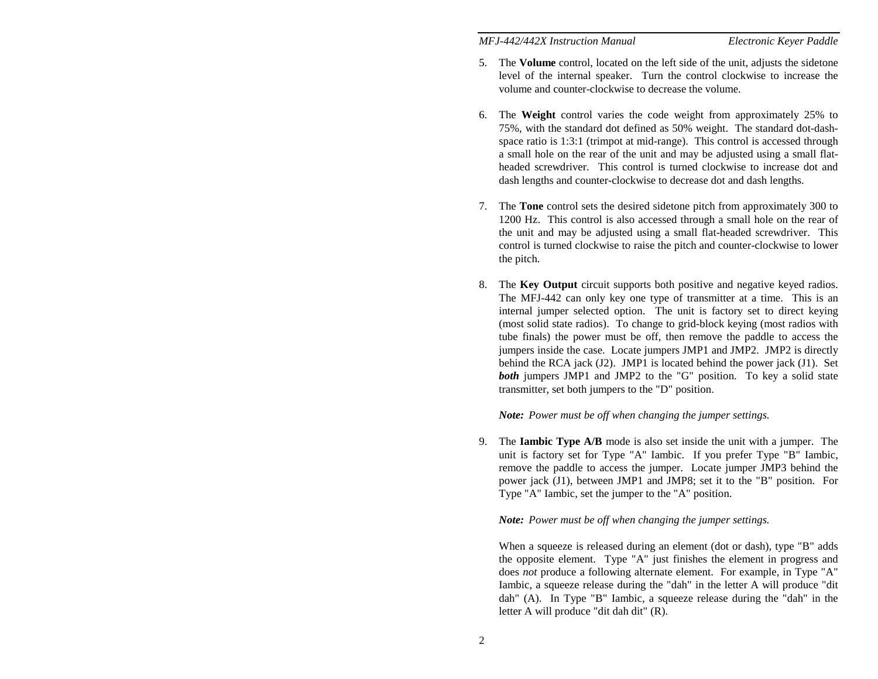5. The **Volume** control, located on the left side of the unit, adjusts the sidetone level of the internal speaker. Turn the control clockwise to increase the volume and counter-clockwise to decrease the volume.

6. The **Weight** control varies the code weight from approximately 25% to 75%, with the standard dot defined as 50% weight. The standard dot-dash-space ratio is 1:3:1 (trimpot at mid-range). This control is accessed through a small hole on the rear of the unit and may be adjusted using a small flat-headed screwdriver. This control is turned clockwise to increase dot and dash lengths and counter-clockwise to decrease dot and dash lengths.

7. The **Tone** control sets the desired sidetone pitch from approximately 300 to 1200 Hz. This control is also accessed through a small hole on the rear of the unit and may be adjusted using a small flat-headed screwdriver. This control is turned clockwise to raise the pitch and counter-clockwise to lower the pitch.

8. The **Key Output** circuit supports both positive and negative keyed radios. The MFJ-442 can only key one type of transmitter at a time. This is an internal jumper selected option. The unit is factory set to direct keying (most solid state radios). To change to grid-block keying (most radios with tube finals) the power must be off, then remove the paddle to access the jumpers inside the case. Locate jumpers JMP1 and JMP2. JMP2 is directly behind the RCA jack (J2). JMP1 is located behind the power jack (J1). Set ***both*** jumpers JMP1 and JMP2 to the "G" position. To key a solid state transmitter, set both jumpers to the "D" position.

   ***Note:*** *Power must be off when changing the jumper settings.*

9. The **Iambic Type A/B** mode is also set inside the unit with a jumper. The unit is factory set for Type "A" Iambic. If you prefer Type "B" Iambic, remove the paddle to access the jumper. Locate jumper JMP3 behind the power jack (J1), between JMP1 and JMP8; set it to the "B" position. For Type "A" Iambic, set the jumper to the "A" position.

   ***Note:*** *Power must be off when changing the jumper settings.*

   When a squeeze is released during an element (dot or dash), type "B" adds the opposite element. Type "A" just finishes the element in progress and does *not* produce a following alternate element. For example, in Type "A" Iambic, a squeeze release during the "dah" in the letter A will produce "dit dah" (A). In Type "B" Iambic, a squeeze release during the "dah" in the letter A will produce "dit dah dit" (R).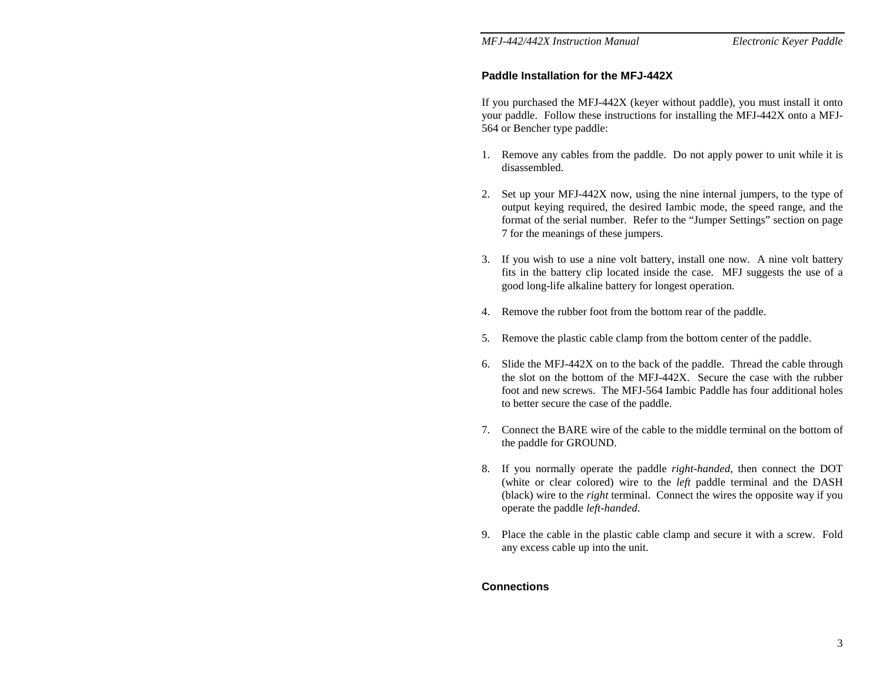## Paddle Installation for the MFJ-442X

If you purchased the MFJ-442X (keyer without paddle), you must install it onto your paddle. Follow these instructions for installing the MFJ-442X onto a MFJ-564 or Bencher type paddle:

1. Remove any cables from the paddle. Do not apply power to unit while it is disassembled.

2. Set up your MFJ-442X now, using the nine internal jumpers, to the type of output keying required, the desired Iambic mode, the speed range, and the format of the serial number. Refer to the “Jumper Settings” section on page 7 for the meanings of these jumpers.

3. If you wish to use a nine volt battery, install one now. A nine volt battery fits in the battery clip located inside the case. MFJ suggests the use of a good long-life alkaline battery for longest operation.

4. Remove the rubber foot from the bottom rear of the paddle.

5. Remove the plastic cable clamp from the bottom center of the paddle.

6. Slide the MFJ-442X on to the back of the paddle. Thread the cable through the slot on the bottom of the MFJ-442X. Secure the case with the rubber foot and new screws. The MFJ-564 Iambic Paddle has four additional holes to better secure the case of the paddle.

7. Connect the BARE wire of the cable to the middle terminal on the bottom of the paddle for GROUND.

8. If you normally operate the paddle *right-handed*, then connect the DOT (white or clear colored) wire to the *left* paddle terminal and the DASH (black) wire to the *right* terminal. Connect the wires the opposite way if you operate the paddle *left-handed*.

9. Place the cable in the plastic cable clamp and secure it with a screw. Fold any excess cable up into the unit.

## Connections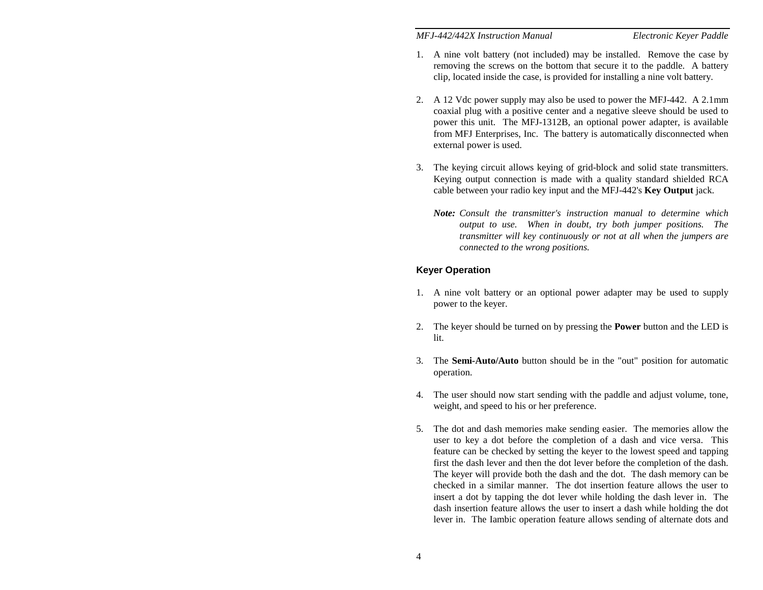1. A nine volt battery (not included) may be installed. Remove the case by removing the screws on the bottom that secure it to the paddle. A battery clip, located inside the case, is provided for installing a nine volt battery.

2. A 12 Vdc power supply may also be used to power the MFJ-442. A 2.1mm coaxial plug with a positive center and a negative sleeve should be used to power this unit. The MFJ-1312B, an optional power adapter, is available from MFJ Enterprises, Inc. The battery is automatically disconnected when external power is used.

3. The keying circuit allows keying of grid-block and solid state transmitters. Keying output connection is made with a quality standard shielded RCA cable between your radio key input and the MFJ-442's **Key Output** jack.

   ***Note:*** *Consult the transmitter's instruction manual to determine which output to use. When in doubt, try both jumper positions. The transmitter will key continuously or not at all when the jumpers are connected to the wrong positions.*

### Keyer Operation

1. A nine volt battery or an optional power adapter may be used to supply power to the keyer.

2. The keyer should be turned on by pressing the **Power** button and the LED is lit.

3. The **Semi-Auto/Auto** button should be in the "out" position for automatic operation.

4. The user should now start sending with the paddle and adjust volume, tone, weight, and speed to his or her preference.

5. The dot and dash memories make sending easier. The memories allow the user to key a dot before the completion of a dash and vice versa. This feature can be checked by setting the keyer to the lowest speed and tapping first the dash lever and then the dot lever before the completion of the dash. The keyer will provide both the dash and the dot. The dash memory can be checked in a similar manner. The dot insertion feature allows the user to insert a dot by tapping the dot lever while holding the dash lever in. The dash insertion feature allows the user to insert a dash while holding the dot lever in. The Iambic operation feature allows sending of alternate dots and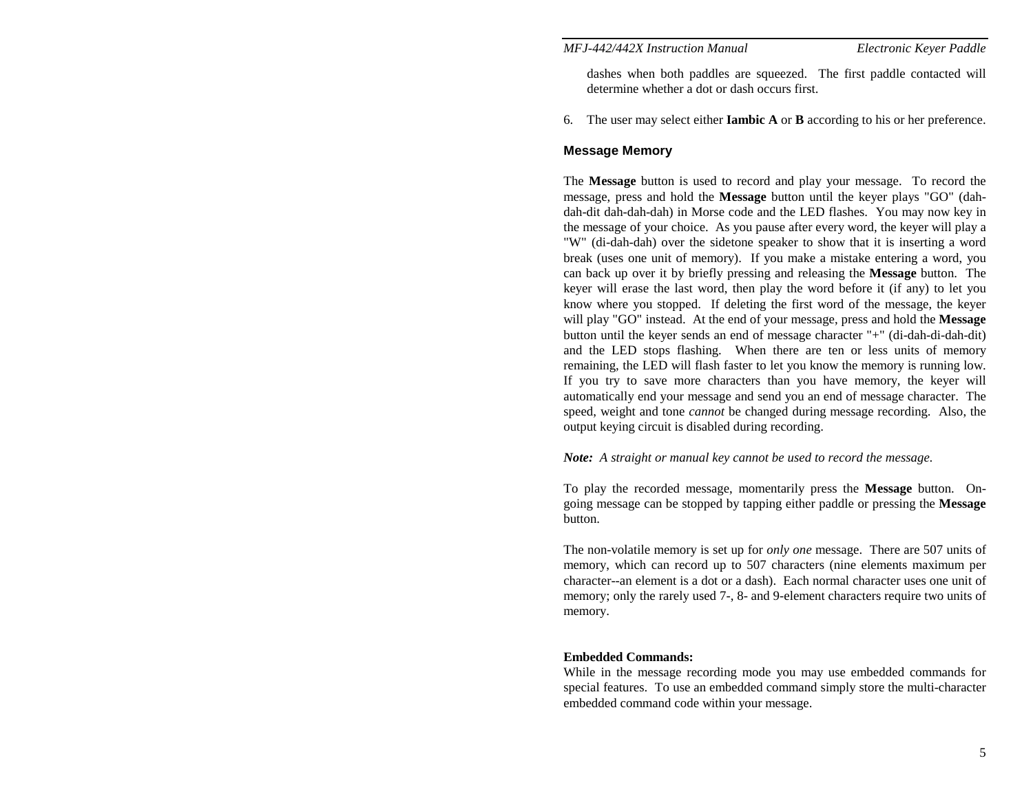dashes when both paddles are squeezed. The first paddle contacted will determine whether a dot or dash occurs first.

6. The user may select either **Iambic A** or **B** according to his or her preference.

### Message Memory

The **Message** button is used to record and play your message. To record the message, press and hold the **Message** button until the keyer plays "GO" (dah-dah-dit dah-dah-dah) in Morse code and the LED flashes. You may now key in the message of your choice. As you pause after every word, the keyer will play a "W" (di-dah-dah) over the sidetone speaker to show that it is inserting a word break (uses one unit of memory). If you make a mistake entering a word, you can back up over it by briefly pressing and releasing the **Message** button. The keyer will erase the last word, then play the word before it (if any) to let you know where you stopped. If deleting the first word of the message, the keyer will play "GO" instead. At the end of your message, press and hold the **Message** button until the keyer sends an end of message character "+" (di-dah-di-dah-dit) and the LED stops flashing. When there are ten or less units of memory remaining, the LED will flash faster to let you know the memory is running low. If you try to save more characters than you have memory, the keyer will automatically end your message and send you an end of message character. The speed, weight and tone *cannot* be changed during message recording. Also, the output keying circuit is disabled during recording.

***Note:*** *A straight or manual key cannot be used to record the message.*

To play the recorded message, momentarily press the **Message** button. On-going message can be stopped by tapping either paddle or pressing the **Message** button.

The non-volatile memory is set up for *only one* message. There are 507 units of memory, which can record up to 507 characters (nine elements maximum per character--an element is a dot or a dash). Each normal character uses one unit of memory; only the rarely used 7-, 8- and 9-element characters require two units of memory.

**Embedded Commands:**
While in the message recording mode you may use embedded commands for special features. To use an embedded command simply store the multi-character embedded command code within your message.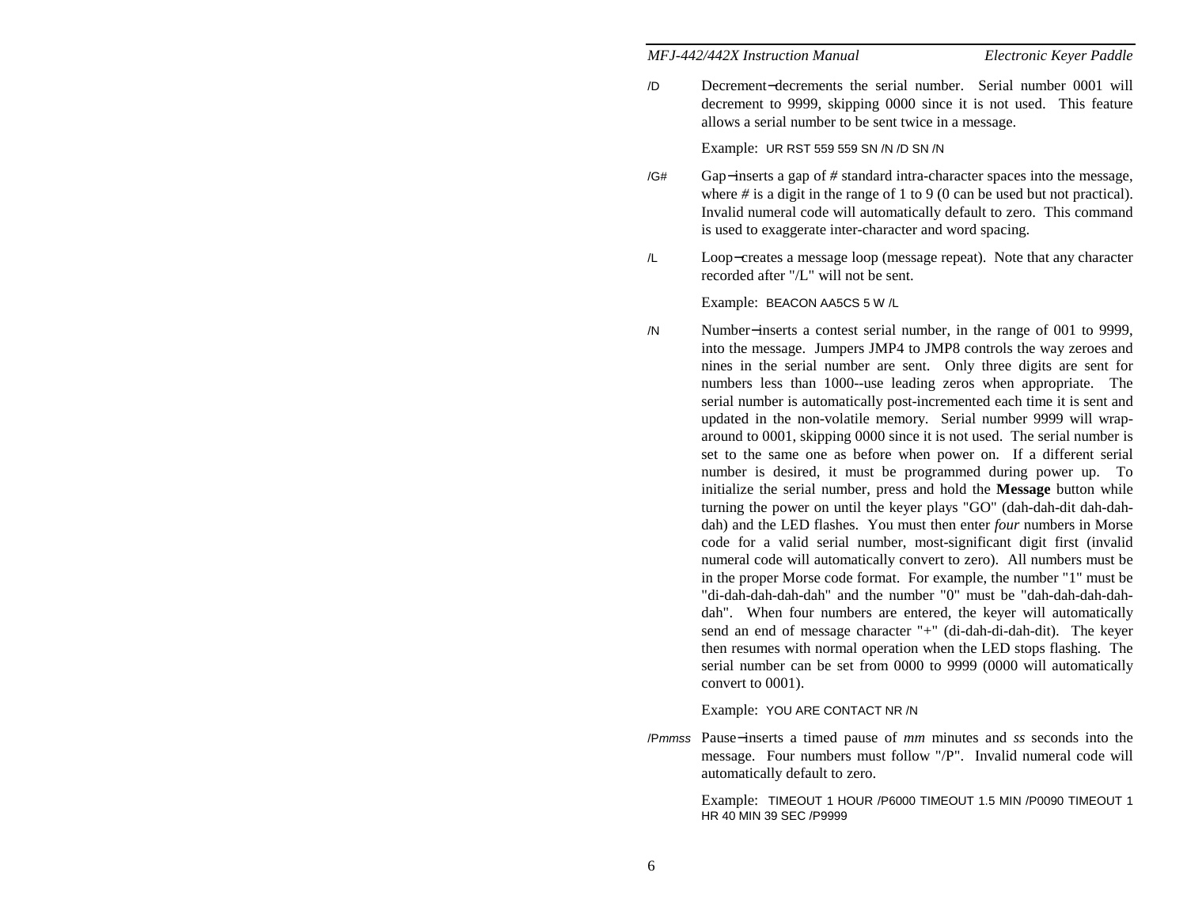/D Decrement−decrements the serial number. Serial number 0001 will decrement to 9999, skipping 0000 since it is not used. This feature allows a serial number to be sent twice in a message.

Example: UR RST 559 559 SN /N /D SN /N

/G# Gap−inserts a gap of # standard intra-character spaces into the message, where # is a digit in the range of 1 to 9 (0 can be used but not practical). Invalid numeral code will automatically default to zero. This command is used to exaggerate inter-character and word spacing.

/L Loop−creates a message loop (message repeat). Note that any character recorded after "/L" will not be sent.

Example: BEACON AA5CS 5 W /L

/N Number−inserts a contest serial number, in the range of 001 to 9999, into the message. Jumpers JMP4 to JMP8 controls the way zeroes and nines in the serial number are sent. Only three digits are sent for numbers less than 1000--use leading zeros when appropriate. The serial number is automatically post-incremented each time it is sent and updated in the non-volatile memory. Serial number 9999 will wrap-around to 0001, skipping 0000 since it is not used. The serial number is set to the same one as before when power on. If a different serial number is desired, it must be programmed during power up. To initialize the serial number, press and hold the **Message** button while turning the power on until the keyer plays "GO" (dah-dah-dit dah-dah-dah) and the LED flashes. You must then enter *four* numbers in Morse code for a valid serial number, most-significant digit first (invalid numeral code will automatically convert to zero). All numbers must be in the proper Morse code format. For example, the number "1" must be "di-dah-dah-dah-dah" and the number "0" must be "dah-dah-dah-dah-dah". When four numbers are entered, the keyer will automatically send an end of message character "+" (di-dah-di-dah-dit). The keyer then resumes with normal operation when the LED stops flashing. The serial number can be set from 0000 to 9999 (0000 will automatically convert to 0001).

Example: YOU ARE CONTACT NR /N

/P*mmss* Pause−inserts a timed pause of *mm* minutes and *ss* seconds into the message. Four numbers must follow "/P". Invalid numeral code will automatically default to zero.

Example: TIMEOUT 1 HOUR /P6000 TIMEOUT 1.5 MIN /P0090 TIMEOUT 1 HR 40 MIN 39 SEC /P9999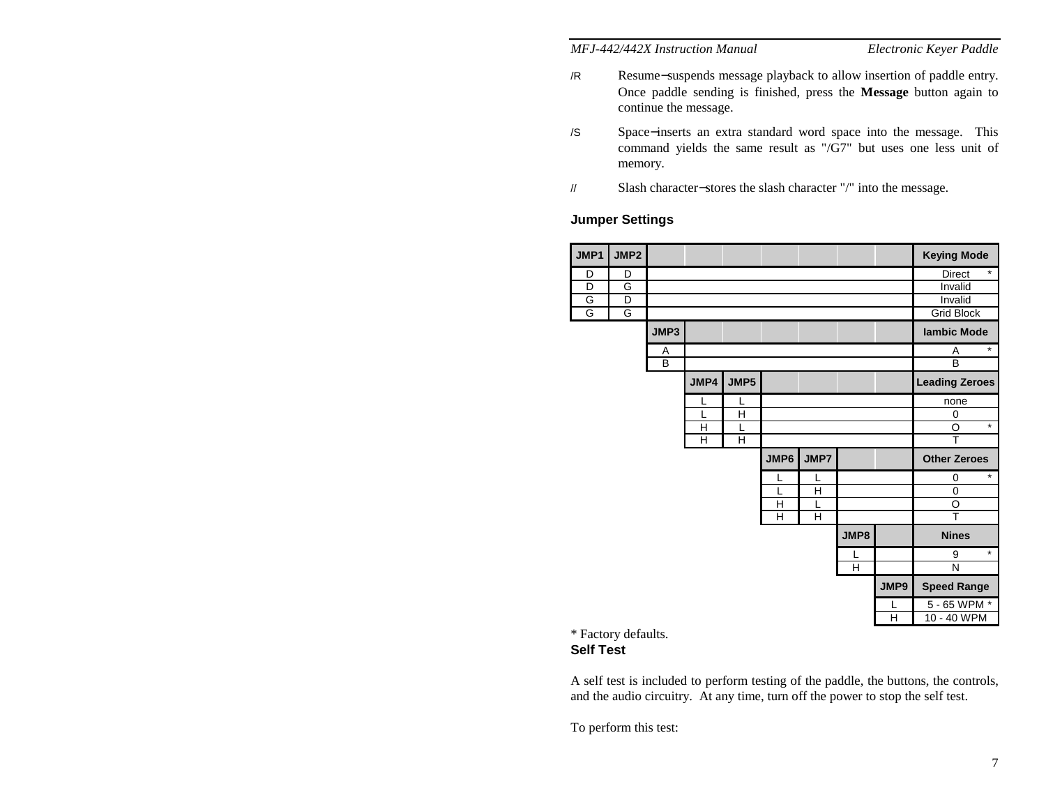/R Resume−suspends message playback to allow insertion of paddle entry. Once paddle sending is finished, press the **Message** button again to continue the message.

/S Space−inserts an extra standard word space into the message. This command yields the same result as "/G7" but uses one less unit of memory.

// Slash character−stores the slash character "/" into the message.

## Jumper Settings

| JMP1 | JMP2 | | | | | | | | Keying Mode |
|---|---|---|---|---|---|---|---|---|---|
| D | D | | | | | | | | Direct * |
| D | G | | | | | | | | Invalid |
| G | D | | | | | | | | Invalid |
| G | G | | | | | | | | Grid Block |
| | | JMP3 | | | | | | | Iambic Mode |
| | | A | | | | | | | A * |
| | | B | | | | | | | B |
| | | | JMP4 | JMP5 | | | | | Leading Zeroes |
| | | | L | L | | | | | none |
| | | | L | H | | | | | 0 |
| | | | H | L | | | | | O * |
| | | | H | H | | | | | T |
| | | | | | JMP6 | JMP7 | | | Other Zeroes |
| | | | | | L | L | | | 0 * |
| | | | | | L | H | | | 0 |
| | | | | | H | L | | | O |
| | | | | | H | H | | | T |
| | | | | | | | JMP8 | | Nines |
| | | | | | | | L | | 9 * |
| | | | | | | | H | | N |
| | | | | | | | | JMP9 | Speed Range |
| | | | | | | | | L | 5 - 65 WPM * |
| | | | | | | | | H | 10 - 40 WPM |

* Factory defaults.

## Self Test

A self test is included to perform testing of the paddle, the buttons, the controls, and the audio circuitry. At any time, turn off the power to stop the self test.

To perform this test: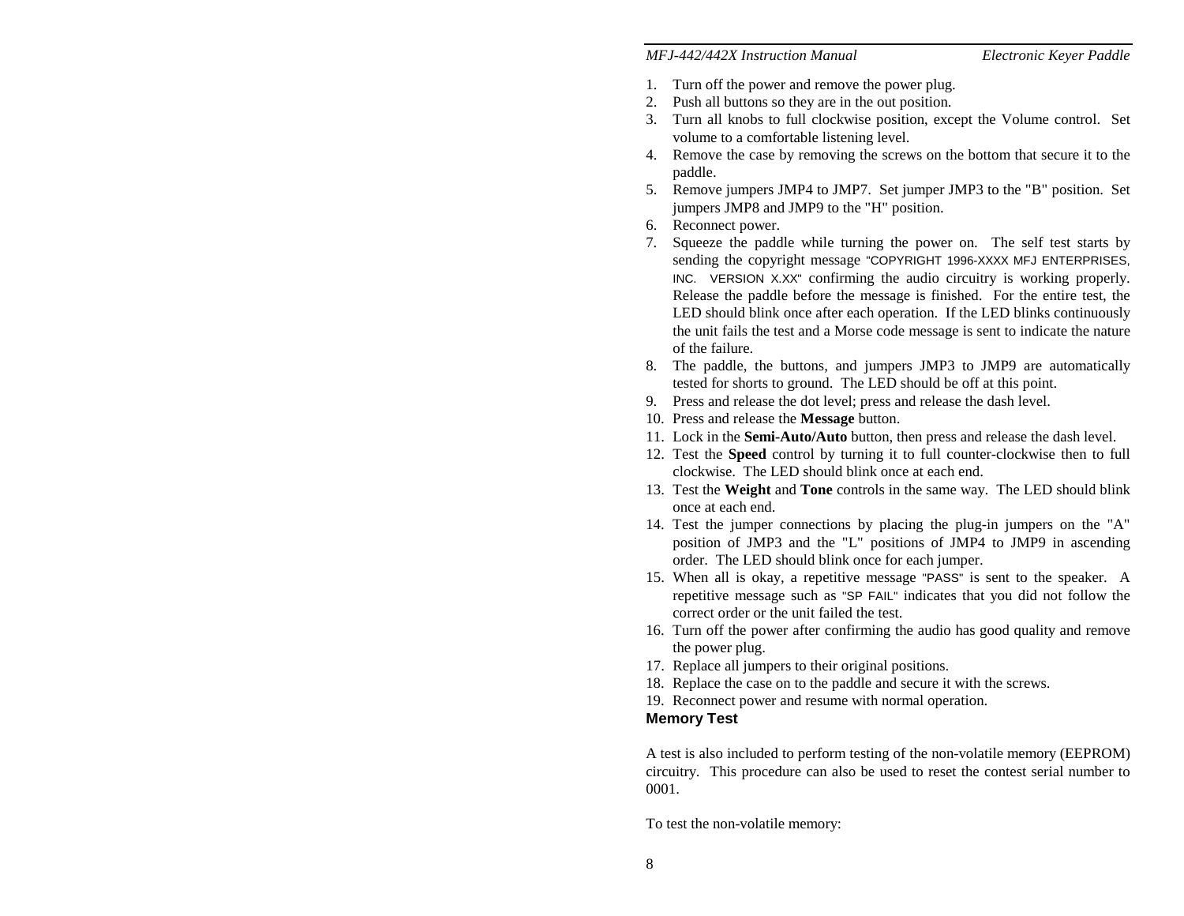1. Turn off the power and remove the power plug.
2. Push all buttons so they are in the out position.
3. Turn all knobs to full clockwise position, except the Volume control. Set volume to a comfortable listening level.
4. Remove the case by removing the screws on the bottom that secure it to the paddle.
5. Remove jumpers JMP4 to JMP7. Set jumper JMP3 to the "B" position. Set jumpers JMP8 and JMP9 to the "H" position.
6. Reconnect power.
7. Squeeze the paddle while turning the power on. The self test starts by sending the copyright message "COPYRIGHT 1996-XXXX MFJ ENTERPRISES, INC. VERSION X.XX" confirming the audio circuitry is working properly. Release the paddle before the message is finished. For the entire test, the LED should blink once after each operation. If the LED blinks continuously the unit fails the test and a Morse code message is sent to indicate the nature of the failure.
8. The paddle, the buttons, and jumpers JMP3 to JMP9 are automatically tested for shorts to ground. The LED should be off at this point.
9. Press and release the dot level; press and release the dash level.
10. Press and release the **Message** button.
11. Lock in the **Semi-Auto/Auto** button, then press and release the dash level.
12. Test the **Speed** control by turning it to full counter-clockwise then to full clockwise. The LED should blink once at each end.
13. Test the **Weight** and **Tone** controls in the same way. The LED should blink once at each end.
14. Test the jumper connections by placing the plug-in jumpers on the "A" position of JMP3 and the "L" positions of JMP4 to JMP9 in ascending order. The LED should blink once for each jumper.
15. When all is okay, a repetitive message "PASS" is sent to the speaker. A repetitive message such as "SP FAIL" indicates that you did not follow the correct order or the unit failed the test.
16. Turn off the power after confirming the audio has good quality and remove the power plug.
17. Replace all jumpers to their original positions.
18. Replace the case on to the paddle and secure it with the screws.
19. Reconnect power and resume with normal operation.

**Memory Test**

A test is also included to perform testing of the non-volatile memory (EEPROM) circuitry. This procedure can also be used to reset the contest serial number to 0001.

To test the non-volatile memory: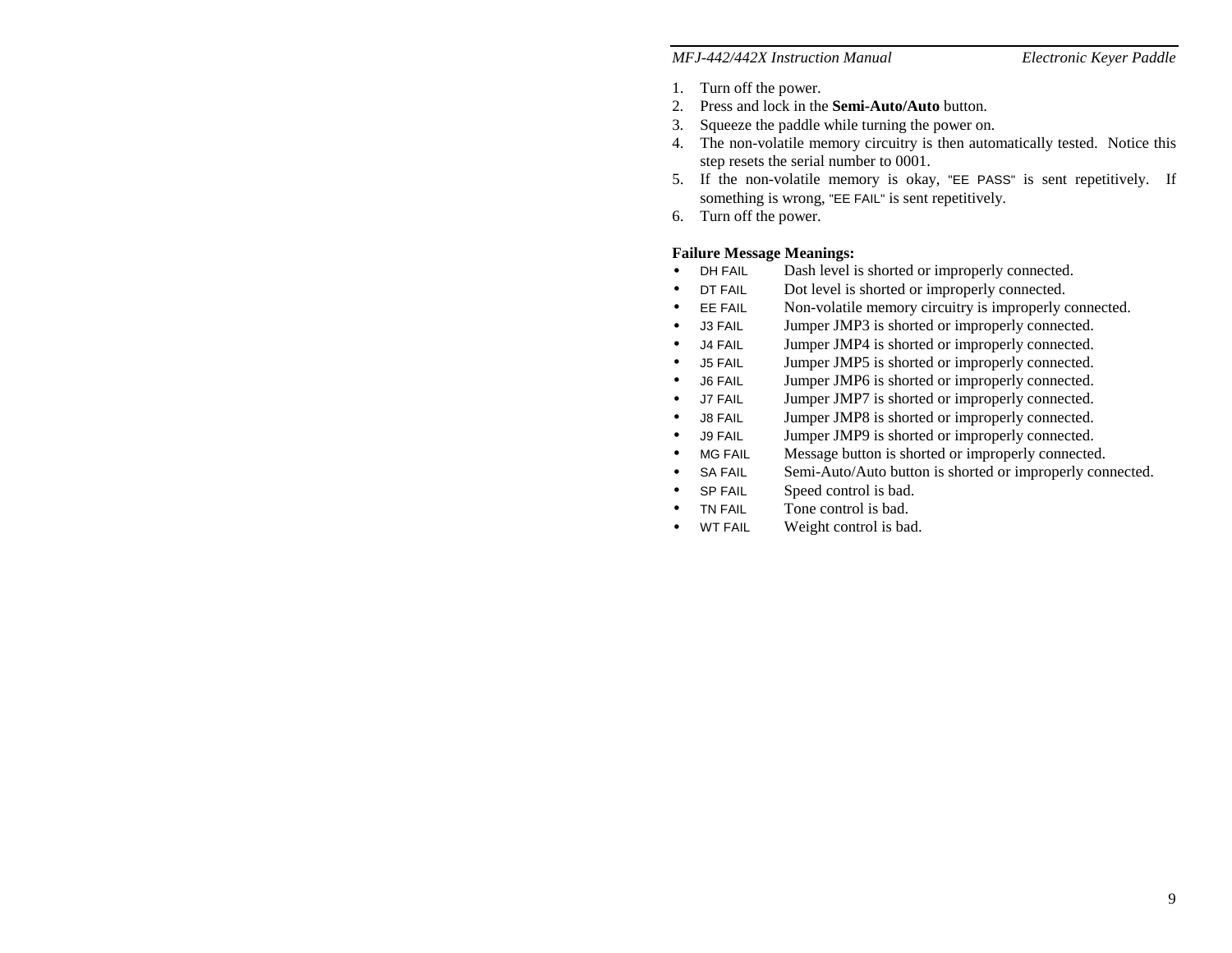1. Turn off the power.
2. Press and lock in the **Semi-Auto/Auto** button.
3. Squeeze the paddle while turning the power on.
4. The non-volatile memory circuitry is then automatically tested. Notice this step resets the serial number to 0001.
5. If the non-volatile memory is okay, "EE PASS" is sent repetitively. If something is wrong, "EE FAIL" is sent repetitively.
6. Turn off the power.

**Failure Message Meanings:**

- DH FAIL Dash level is shorted or improperly connected.
- DT FAIL Dot level is shorted or improperly connected.
- EE FAIL Non-volatile memory circuitry is improperly connected.
- J3 FAIL Jumper JMP3 is shorted or improperly connected.
- J4 FAIL Jumper JMP4 is shorted or improperly connected.
- J5 FAIL Jumper JMP5 is shorted or improperly connected.
- J6 FAIL Jumper JMP6 is shorted or improperly connected.
- J7 FAIL Jumper JMP7 is shorted or improperly connected.
- J8 FAIL Jumper JMP8 is shorted or improperly connected.
- J9 FAIL Jumper JMP9 is shorted or improperly connected.
- MG FAIL Message button is shorted or improperly connected.
- SA FAIL Semi-Auto/Auto button is shorted or improperly connected.
- SP FAIL Speed control is bad.
- TN FAIL Tone control is bad.
- WT FAIL Weight control is bad.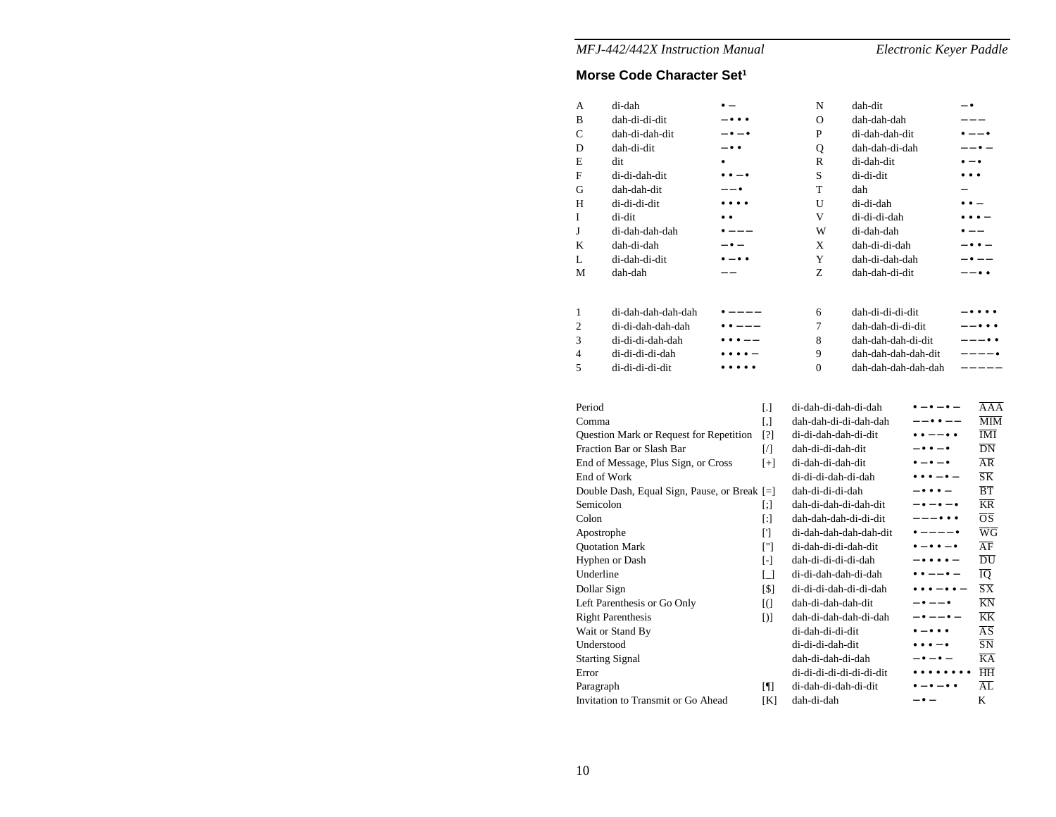## Morse Code Character Set[1]

| | | | | | |
|---|---|---|---|---|---|
| A | di-dah | • – | N | dah-dit | – • |
| B | dah-di-di-dit | – • • • | O | dah-dah-dah | – – – |
| C | dah-di-dah-dit | – • – • | P | di-dah-dah-dit | • – – • |
| D | dah-di-dit | – • • | Q | dah-dah-di-dah | – – • – |
| E | dit | • | R | di-dah-dit | • – • |
| F | di-di-dah-dit | • • – • | S | di-di-dit | • • • |
| G | dah-dah-dit | – – • | T | dah | – |
| H | di-di-di-dit | • • • • | U | di-di-dah | • • – |
| I | di-dit | • • | V | di-di-di-dah | • • • – |
| J | di-dah-dah-dah | • – – – | W | di-dah-dah | • – – |
| K | dah-di-dah | – • – | X | dah-di-di-dah | – • • – |
| L | di-dah-di-dit | • – • • | Y | dah-di-dah-dah | – • – – |
| M | dah-dah | – – | Z | dah-dah-di-dit | – – • • |

| | | | | | |
|---|---|---|---|---|---|
| 1 | di-dah-dah-dah-dah | • – – – – | 6 | dah-di-di-di-dit | – • • • • |
| 2 | di-di-dah-dah-dah | • • – – – | 7 | dah-dah-di-di-dit | – – • • • |
| 3 | di-di-di-dah-dah | • • • – – | 8 | dah-dah-dah-di-dit | – – – • • |
| 4 | di-di-di-di-dah | • • • • – | 9 | dah-dah-dah-dah-dit | – – – – • |
| 5 | di-di-di-di-dit | • • • • • | 0 | dah-dah-dah-dah-dah | – – – – – |

| | | | | |
|---|---|---|---|---|
| Period | [.] | di-dah-di-dah-di-dah | • – • – • – | $\overline{\text{AAA}}$ |
| Comma | [,] | dah-dah-di-di-dah-dah | – – • • – – | $\overline{\text{MIM}}$ |
| Question Mark or Request for Repetition | [?] | di-di-dah-dah-di-dit | • • – – • • | $\overline{\text{IMI}}$ |
| Fraction Bar or Slash Bar | [/] | dah-di-di-dah-dit | – • • – • | $\overline{\text{DN}}$ |
| End of Message, Plus Sign, or Cross | [+] | di-dah-di-dah-dit | • – • – • | $\overline{\text{AR}}$ |
| End of Work | | di-di-di-dah-di-dah | • • • – • – | $\overline{\text{SK}}$ |
| Double Dash, Equal Sign, Pause, or Break | [=] | dah-di-di-di-dah | – • • • – | $\overline{\text{BT}}$ |
| Semicolon | [;] | dah-di-dah-di-dah-dit | – • – • – • | $\overline{\text{KR}}$ |
| Colon | [:] | dah-dah-dah-di-di-dit | – – – • • • | $\overline{\text{OS}}$ |
| Apostrophe | ['] | di-dah-dah-dah-dah-dit | • – – – – • | $\overline{\text{WG}}$ |
| Quotation Mark | ["] | di-dah-di-di-dah-dit | • – • • – • | $\overline{\text{AF}}$ |
| Hyphen or Dash | [-] | dah-di-di-di-di-dah | – • • • • – | $\overline{\text{DU}}$ |
| Underline | [_] | di-di-dah-dah-di-dah | • • – – • – | $\overline{\text{IQ}}$ |
| Dollar Sign | [$] | di-di-di-dah-di-di-dah | • • • – • • – | $\overline{\text{SX}}$ |
| Left Parenthesis or Go Only | [(] | dah-di-dah-dah-dit | – • – – • | $\overline{\text{KN}}$ |
| Right Parenthesis | [)] | dah-di-dah-dah-di-dah | – • – – • – | $\overline{\text{KK}}$ |
| Wait or Stand By | | di-dah-di-di-dit | • – • • • | $\overline{\text{AS}}$ |
| Understood | | di-di-di-dah-dit | • • • – • | $\overline{\text{SN}}$ |
| Starting Signal | | dah-di-dah-di-dah | – • – • – | $\overline{\text{KA}}$ |
| Error | | di-di-di-di-di-di-di-dit | • • • • • • • • | $\overline{\text{HH}}$ |
| Paragraph | [¶] | di-dah-di-dah-di-dit | • – • – • • | $\overline{\text{AL}}$ |
| Invitation to Transmit or Go Ahead | [K] | dah-di-dah | – • – | K |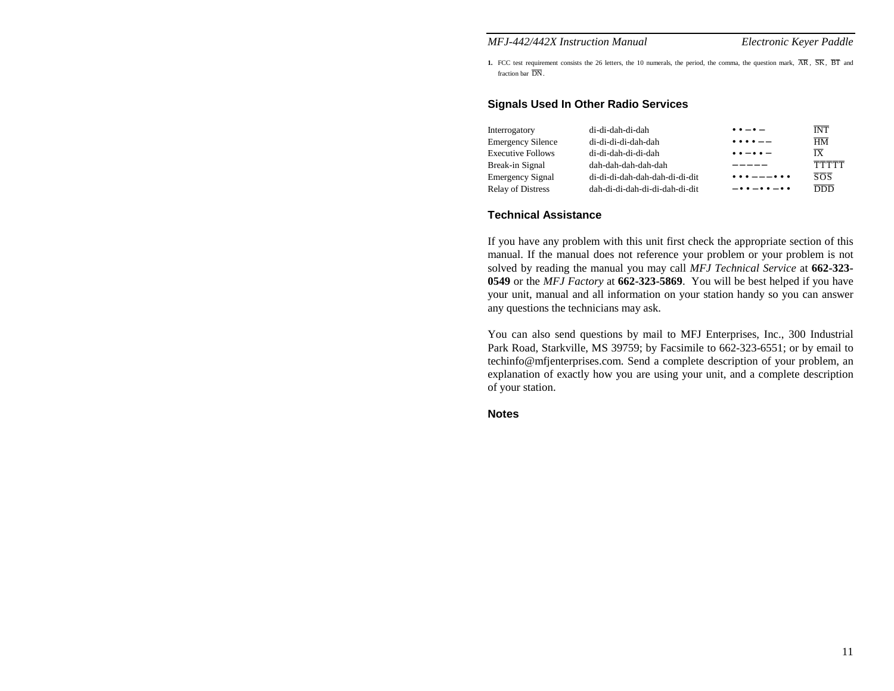1. FCC test requirement consists the 26 letters, the 10 numerals, the period, the comma, the question mark, $\overline{AR}$, $\overline{SK}$, $\overline{BT}$ and fraction bar $\overline{DN}$.

### Signals Used In Other Radio Services

| | | | |
|---|---|---|---|
| Interrogatory | di-di-dah-di-dah | • • – • – | $\overline{INT}$ |
| Emergency Silence | di-di-di-di-dah-dah | • • • • – – | $\overline{HM}$ |
| Executive Follows | di-di-dah-di-di-dah | • • – • • – | $\overline{IX}$ |
| Break-in Signal | dah-dah-dah-dah-dah | – – – – – | $\overline{TTTTT}$ |
| Emergency Signal | di-di-di-dah-dah-dah-di-di-dit | • • • – – – • • • | $\overline{SOS}$ |
| Relay of Distress | dah-di-di-dah-di-di-dah-di-dit | – • • – • • – • • | $\overline{DDD}$ |

### Technical Assistance

If you have any problem with this unit first check the appropriate section of this manual. If the manual does not reference your problem or your problem is not solved by reading the manual you may call *MFJ Technical Service* at **662-323-0549** or the *MFJ Factory* at **662-323-5869**. You will be best helped if you have your unit, manual and all information on your station handy so you can answer any questions the technicians may ask.

You can also send questions by mail to MFJ Enterprises, Inc., 300 Industrial Park Road, Starkville, MS 39759; by Facsimile to 662-323-6551; or by email to techinfo@mfjenterprises.com. Send a complete description of your problem, an explanation of exactly how you are using your unit, and a complete description of your station.

### Notes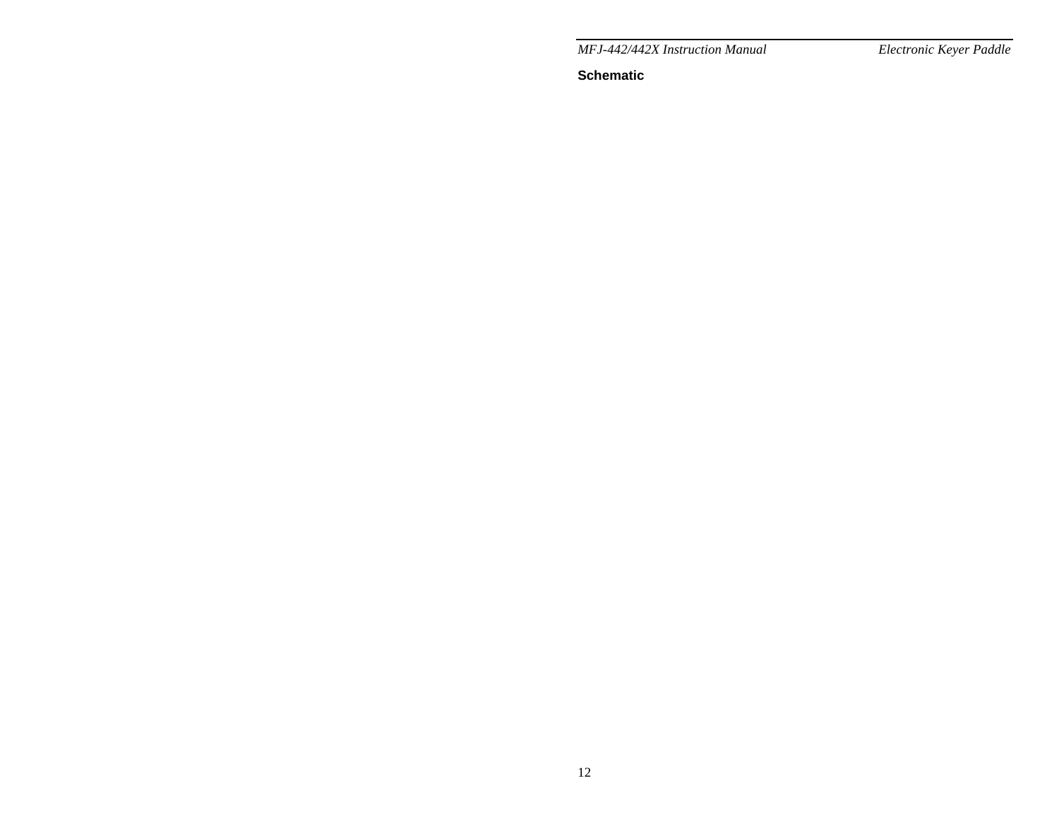## Schematic